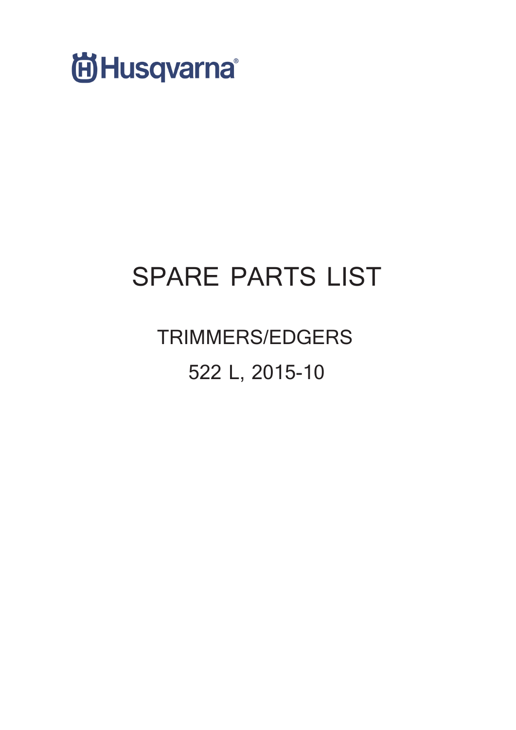Husqvarna®

# SPARE PARTS LIST

## TRIMMERS/EDGERS

## 522 L, 2015-10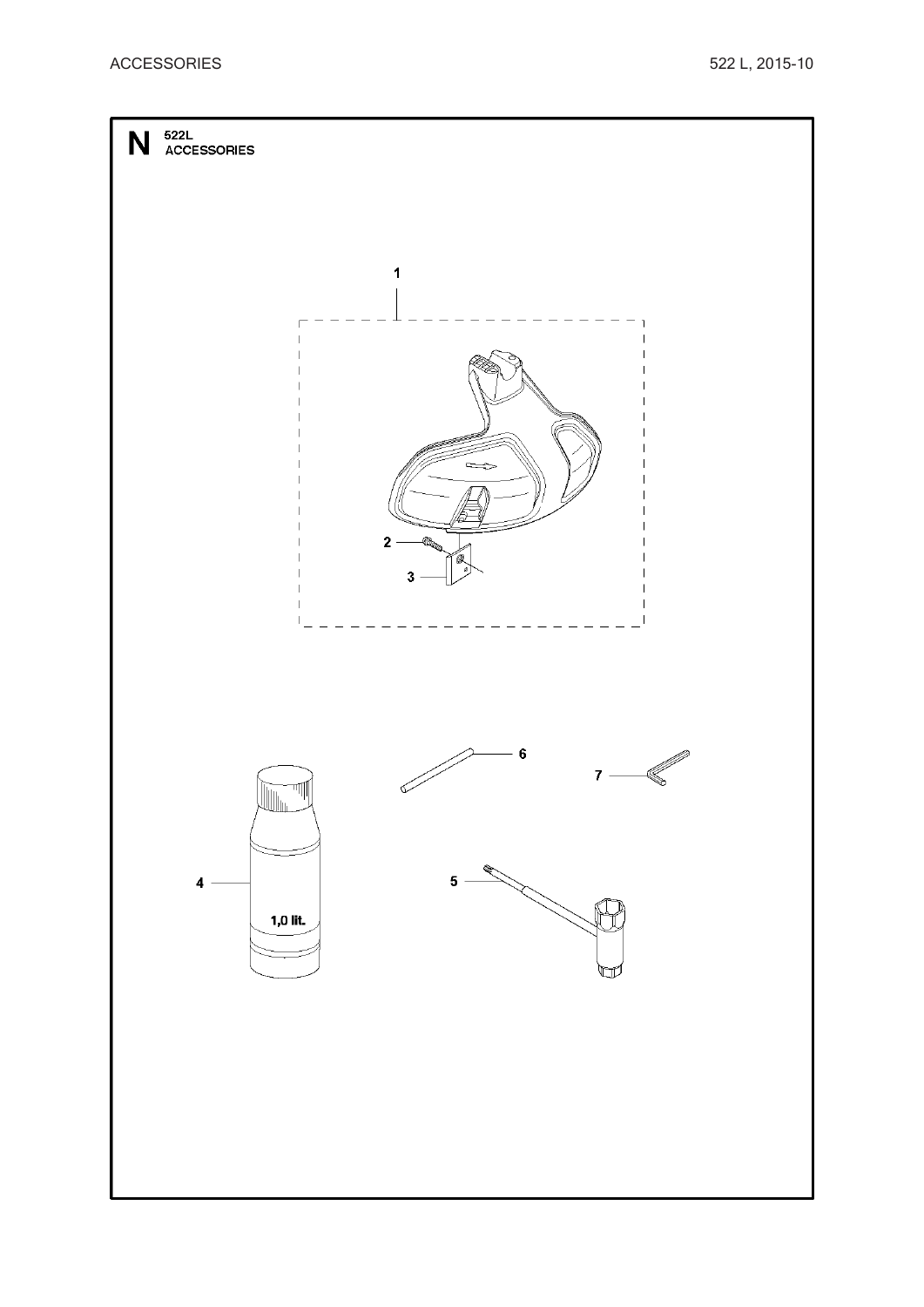# N 522L ACCESSORIES

1

2

3

4

1,0 lit.

5

6

7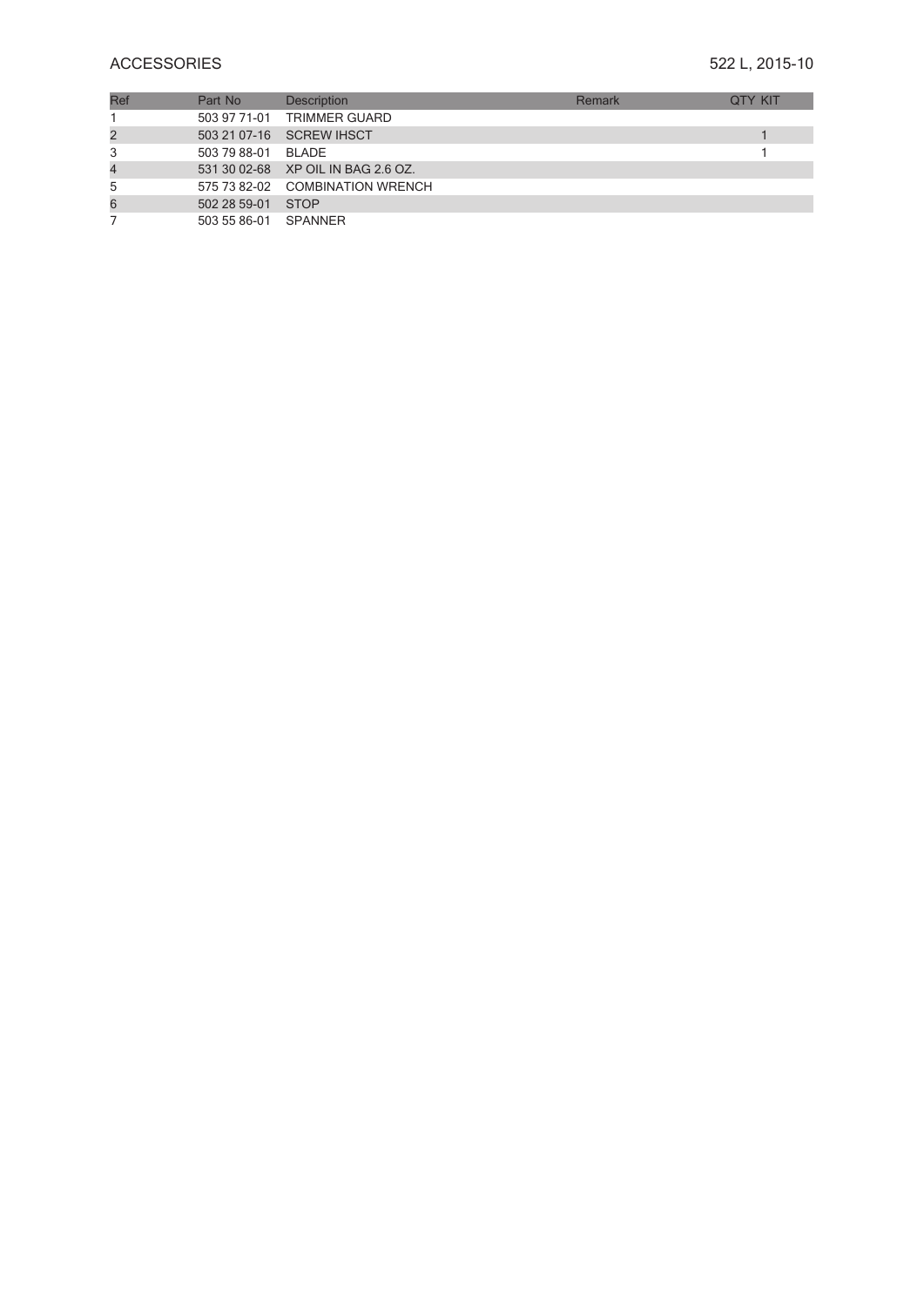# ACCESSORIES

522 L, 2015-10

| Ref | Part No | Description | Remark | QTY KIT |
| --- | --- | --- | --- | --- |
| 1 | 503 97 71-01 | TRIMMER GUARD | | |
| 2 | 503 21 07-16 | SCREW IHSCT | | 1 |
| 3 | 503 79 88-01 | BLADE | | 1 |
| 4 | 531 30 02-68 | XP OIL IN BAG 2.6 OZ. | | |
| 5 | 575 73 82-02 | COMBINATION WRENCH | | |
| 6 | 502 28 59-01 | STOP | | |
| 7 | 503 55 86-01 | SPANNER | | |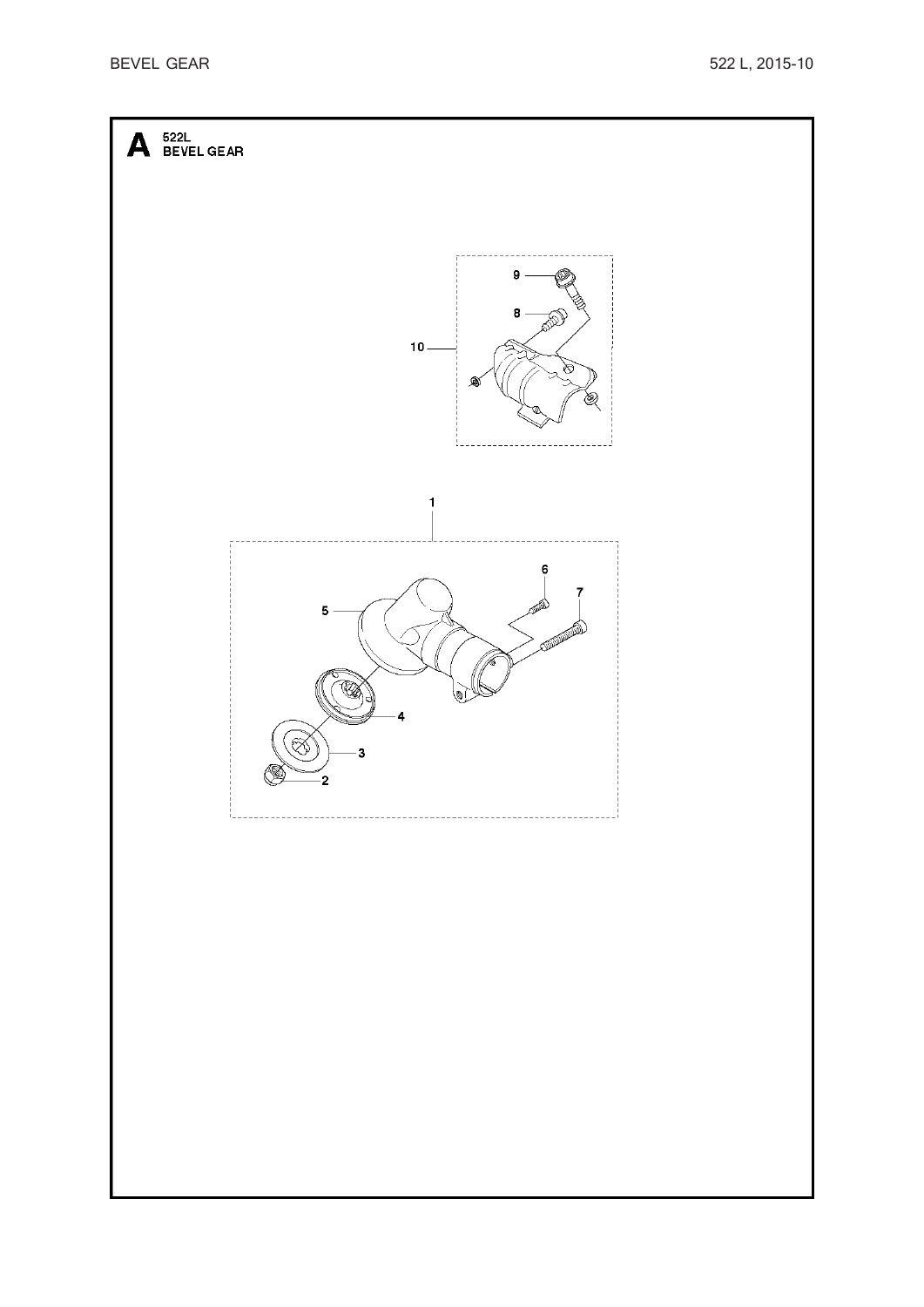# A 522L BEVEL GEAR

9

8

10

1

6

7

5

4

3

2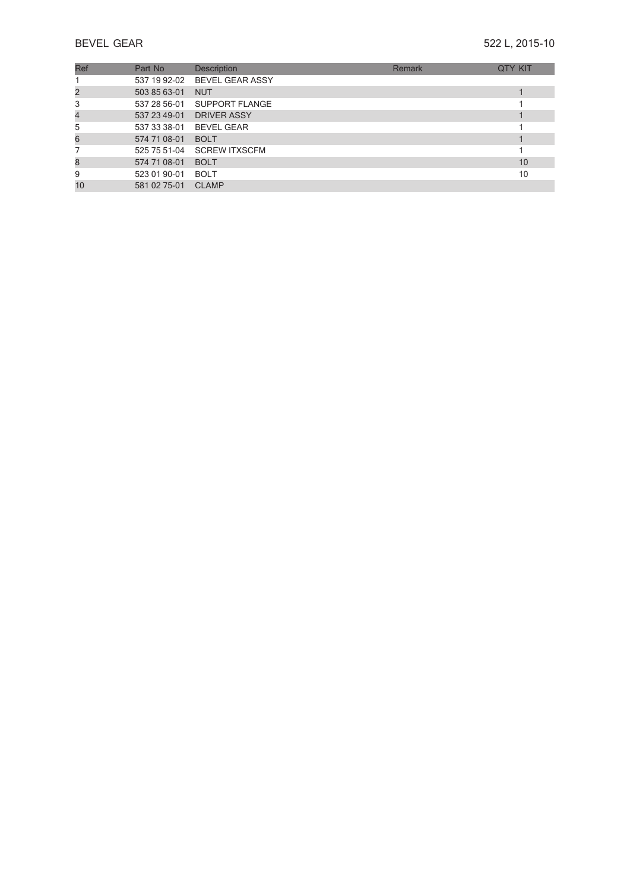# BEVEL GEAR

522 L, 2015-10

| Ref | Part No | Description | Remark | QTY KIT |
|---|---|---|---|---|
| 1 | 537 19 92-02 | BEVEL GEAR ASSY | | |
| 2 | 503 85 63-01 | NUT | | 1 |
| 3 | 537 28 56-01 | SUPPORT FLANGE | | 1 |
| 4 | 537 23 49-01 | DRIVER ASSY | | 1 |
| 5 | 537 33 38-01 | BEVEL GEAR | | 1 |
| 6 | 574 71 08-01 | BOLT | | 1 |
| 7 | 525 75 51-04 | SCREW ITXSCFM | | 1 |
| 8 | 574 71 08-01 | BOLT | | 10 |
| 9 | 523 01 90-01 | BOLT | | 10 |
| 10 | 581 02 75-01 | CLAMP | | |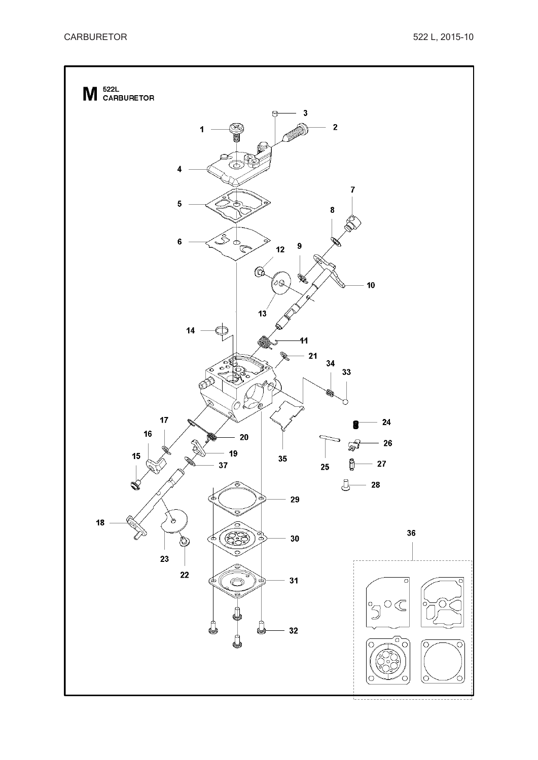# M 522L CARBURETOR

1
2
3
4
5
6
7
8
9
10
11
12
13
14
15
16
17
18
19
20
21
22
23
24
25
26
27
28
29
30
31
32
33
34
35
36
37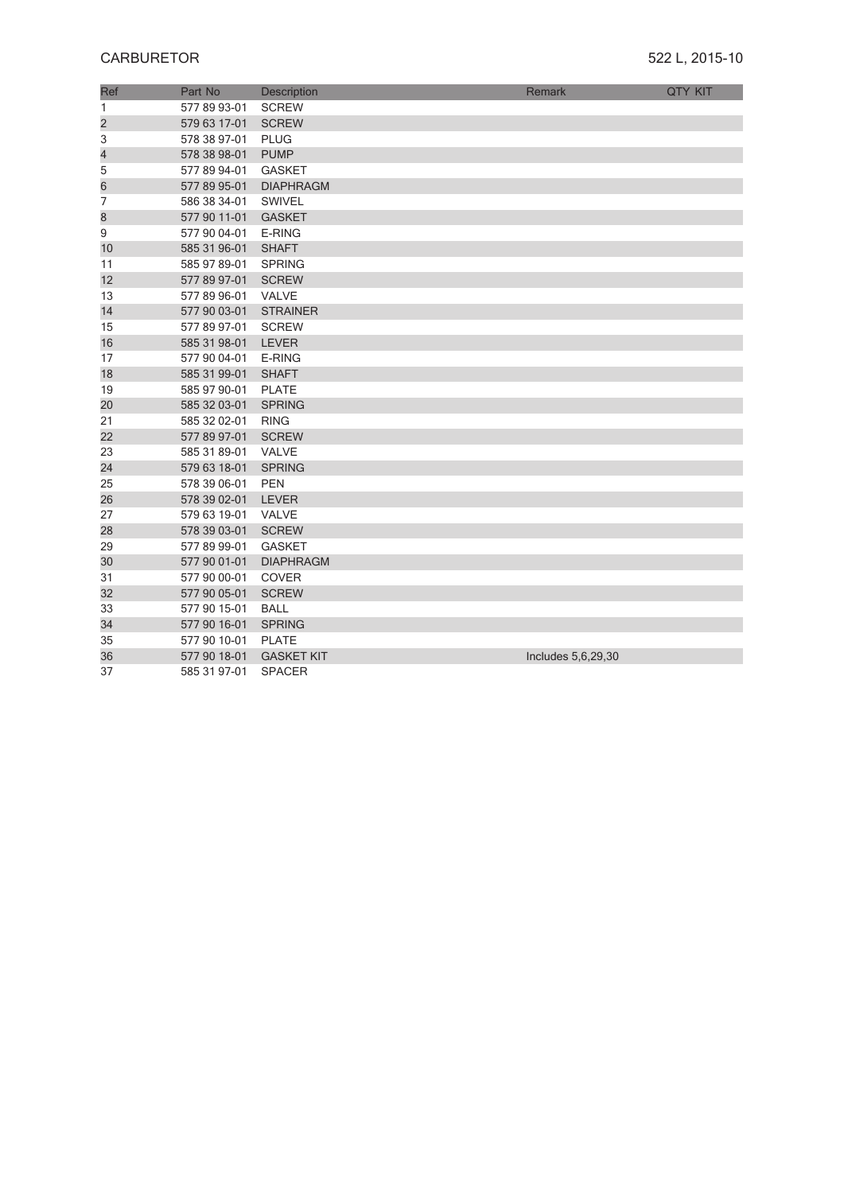# CARBURETOR

522 L, 2015-10

| Ref | Part No | Description | Remark | QTY KIT |
|---|---|---|---|---|
| 1 | 577 89 93-01 | SCREW | | |
| 2 | 579 63 17-01 | SCREW | | |
| 3 | 578 38 97-01 | PLUG | | |
| 4 | 578 38 98-01 | PUMP | | |
| 5 | 577 89 94-01 | GASKET | | |
| 6 | 577 89 95-01 | DIAPHRAGM | | |
| 7 | 586 38 34-01 | SWIVEL | | |
| 8 | 577 90 11-01 | GASKET | | |
| 9 | 577 90 04-01 | E-RING | | |
| 10 | 585 31 96-01 | SHAFT | | |
| 11 | 585 97 89-01 | SPRING | | |
| 12 | 577 89 97-01 | SCREW | | |
| 13 | 577 89 96-01 | VALVE | | |
| 14 | 577 90 03-01 | STRAINER | | |
| 15 | 577 89 97-01 | SCREW | | |
| 16 | 585 31 98-01 | LEVER | | |
| 17 | 577 90 04-01 | E-RING | | |
| 18 | 585 31 99-01 | SHAFT | | |
| 19 | 585 97 90-01 | PLATE | | |
| 20 | 585 32 03-01 | SPRING | | |
| 21 | 585 32 02-01 | RING | | |
| 22 | 577 89 97-01 | SCREW | | |
| 23 | 585 31 89-01 | VALVE | | |
| 24 | 579 63 18-01 | SPRING | | |
| 25 | 578 39 06-01 | PEN | | |
| 26 | 578 39 02-01 | LEVER | | |
| 27 | 579 63 19-01 | VALVE | | |
| 28 | 578 39 03-01 | SCREW | | |
| 29 | 577 89 99-01 | GASKET | | |
| 30 | 577 90 01-01 | DIAPHRAGM | | |
| 31 | 577 90 00-01 | COVER | | |
| 32 | 577 90 05-01 | SCREW | | |
| 33 | 577 90 15-01 | BALL | | |
| 34 | 577 90 16-01 | SPRING | | |
| 35 | 577 90 10-01 | PLATE | | |
| 36 | 577 90 18-01 | GASKET KIT | Includes 5,6,29,30 | |
| 37 | 585 31 97-01 | SPACER | | |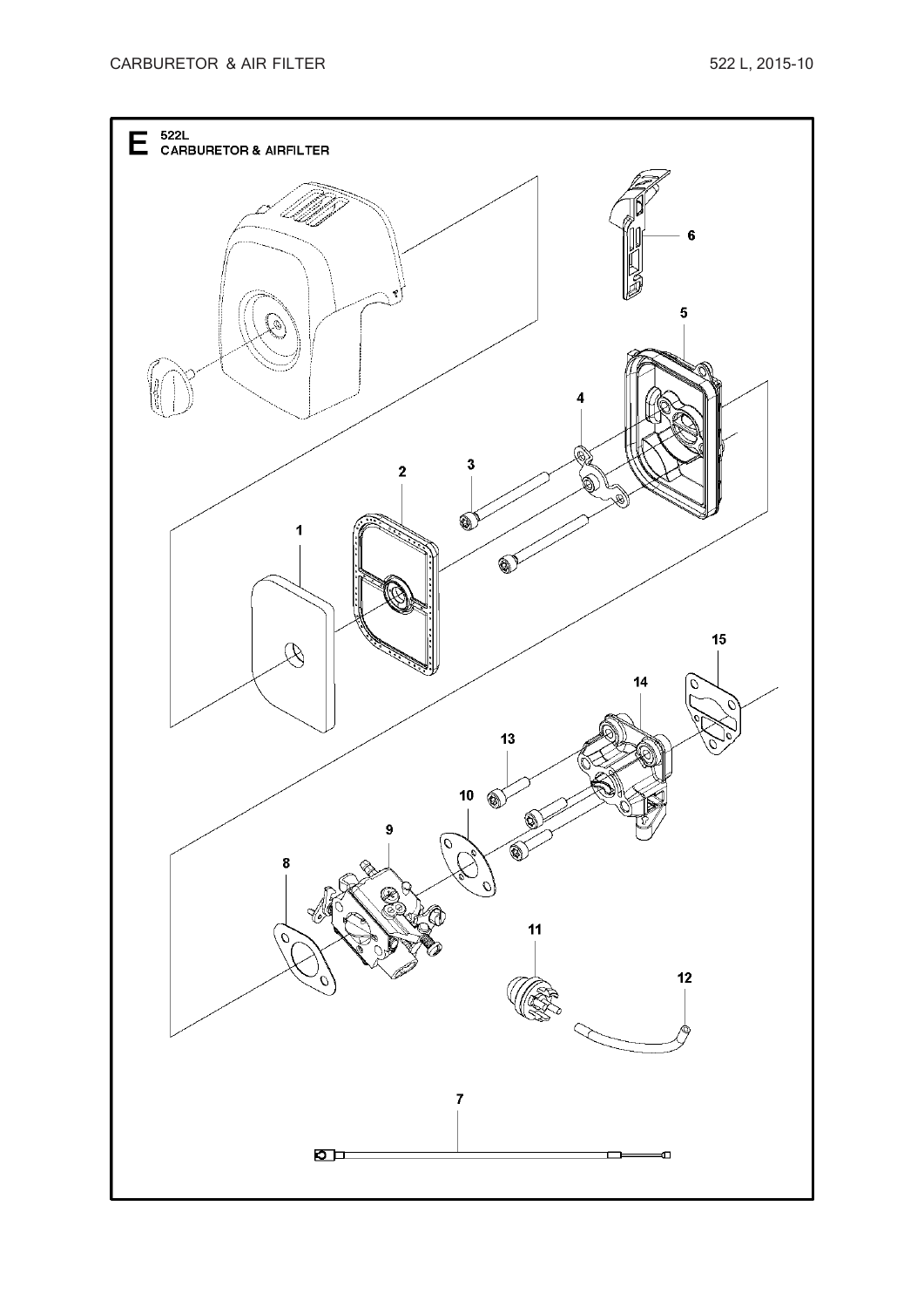# CARBURETOR & AIR FILTER

522 L, 2015-10

**E** 522L
CARBURETOR & AIRFILTER

6

5

4

3

2

1

15

14

13

10

9

8

11

12

7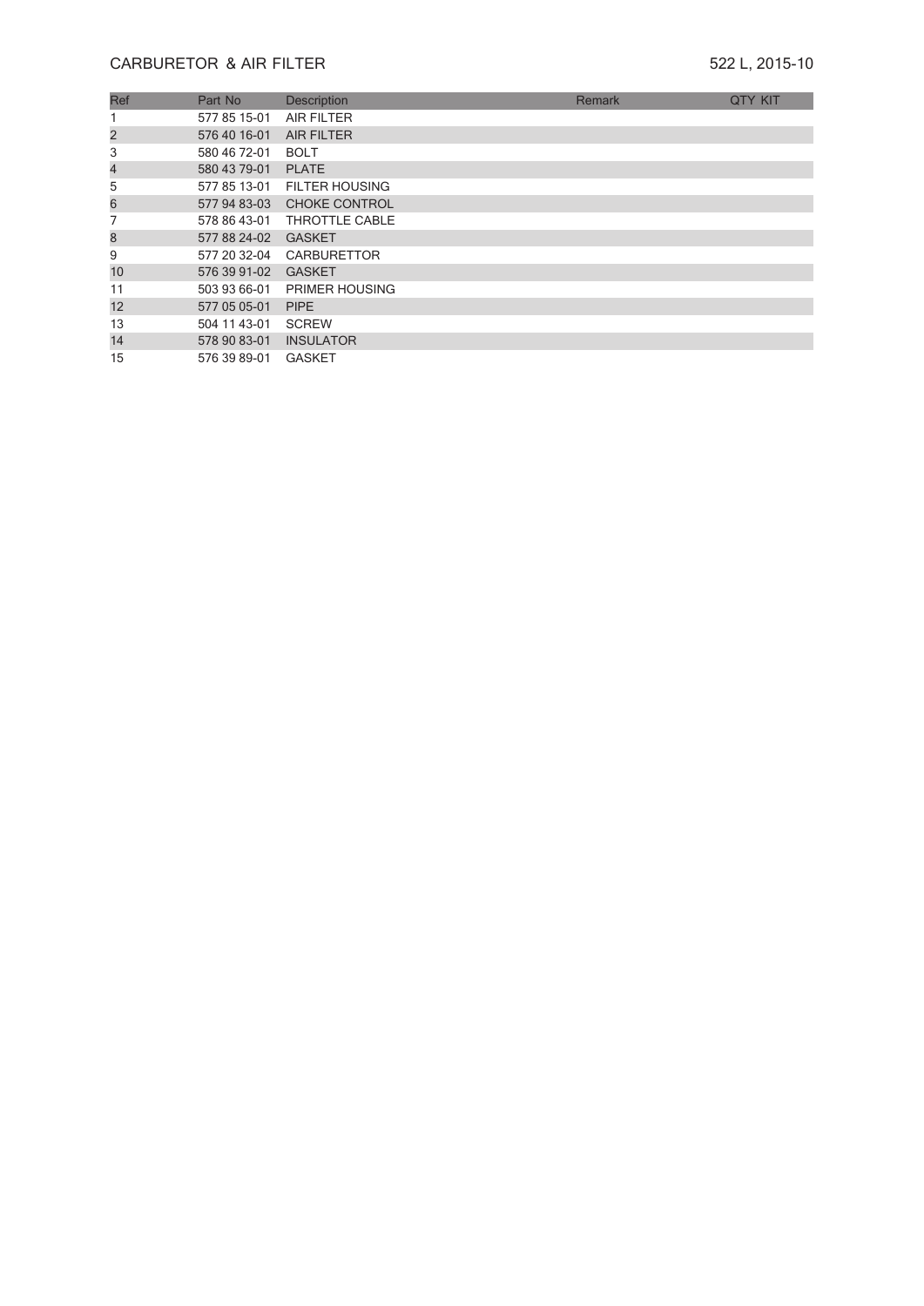# CARBURETOR & AIR FILTER

522 L, 2015-10

| Ref | Part No | Description | Remark | QTY KIT |
|---|---|---|---|---|
| 1 | 577 85 15-01 | AIR FILTER | | |
| 2 | 576 40 16-01 | AIR FILTER | | |
| 3 | 580 46 72-01 | BOLT | | |
| 4 | 580 43 79-01 | PLATE | | |
| 5 | 577 85 13-01 | FILTER HOUSING | | |
| 6 | 577 94 83-03 | CHOKE CONTROL | | |
| 7 | 578 86 43-01 | THROTTLE CABLE | | |
| 8 | 577 88 24-02 | GASKET | | |
| 9 | 577 20 32-04 | CARBURETTOR | | |
| 10 | 576 39 91-02 | GASKET | | |
| 11 | 503 93 66-01 | PRIMER HOUSING | | |
| 12 | 577 05 05-01 | PIPE | | |
| 13 | 504 11 43-01 | SCREW | | |
| 14 | 578 90 83-01 | INSULATOR | | |
| 15 | 576 39 89-01 | GASKET | | |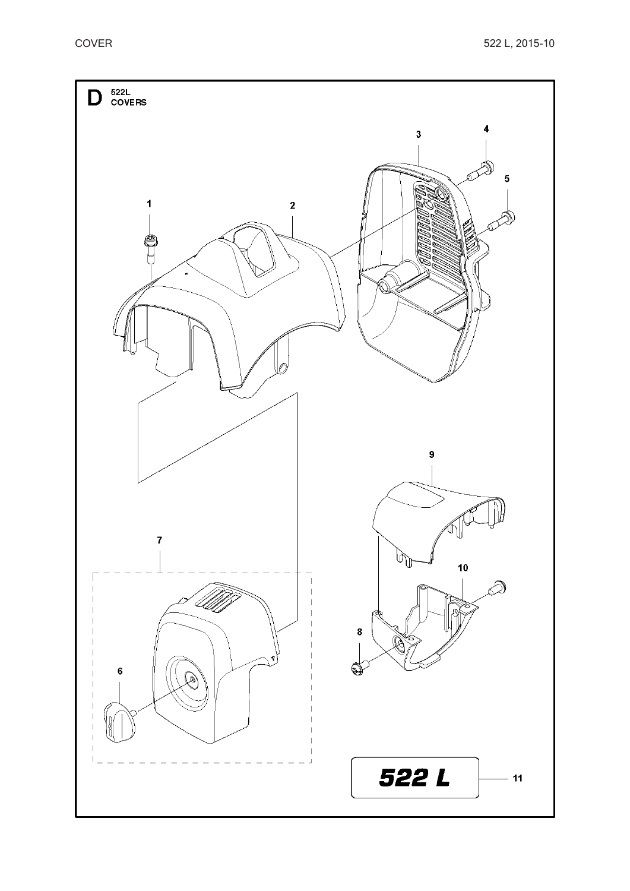# D 522L COVERS

1

2

3

4

5

6

7

8

9

10

11

522 L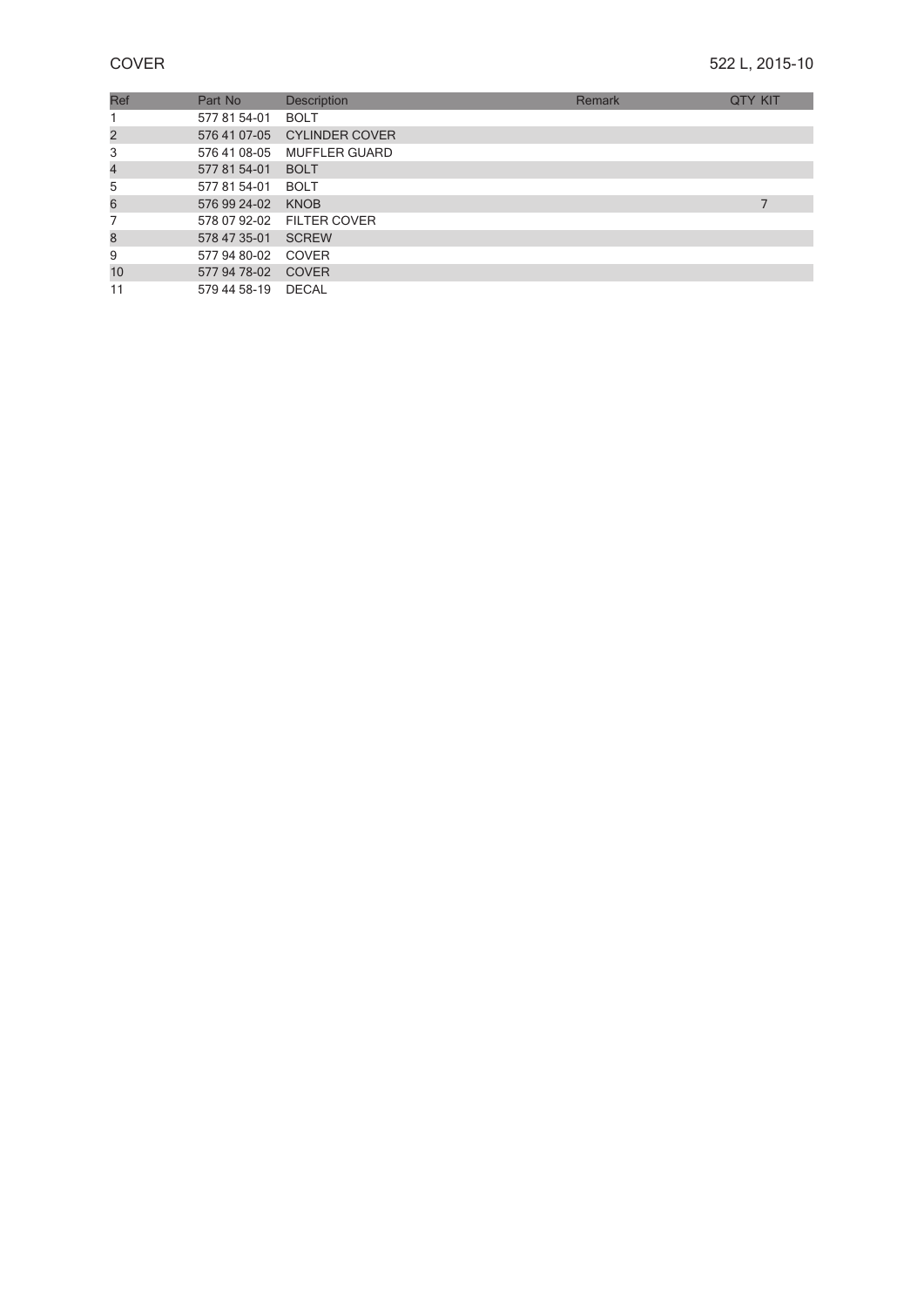# COVER

522 L, 2015-10

| Ref | Part No | Description | Remark | QTY KIT |
|---|---|---|---|---|
| 1 | 577 81 54-01 | BOLT | | |
| 2 | 576 41 07-05 | CYLINDER COVER | | |
| 3 | 576 41 08-05 | MUFFLER GUARD | | |
| 4 | 577 81 54-01 | BOLT | | |
| 5 | 577 81 54-01 | BOLT | | |
| 6 | 576 99 24-02 | KNOB | | 7 |
| 7 | 578 07 92-02 | FILTER COVER | | |
| 8 | 578 47 35-01 | SCREW | | |
| 9 | 577 94 80-02 | COVER | | |
| 10 | 577 94 78-02 | COVER | | |
| 11 | 579 44 58-19 | DECAL | | |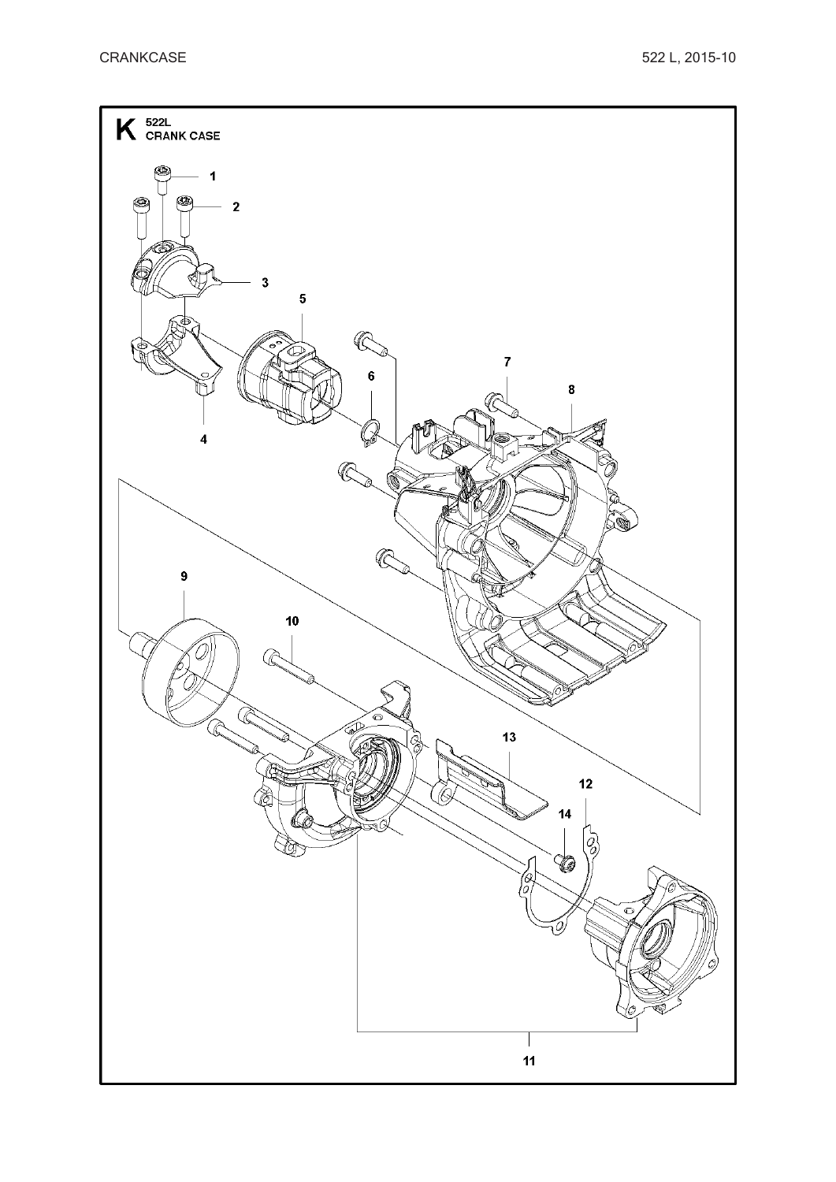# K 522L CRANK CASE

1

2

3

4

5

6

7

8

9

10

11

12

13

14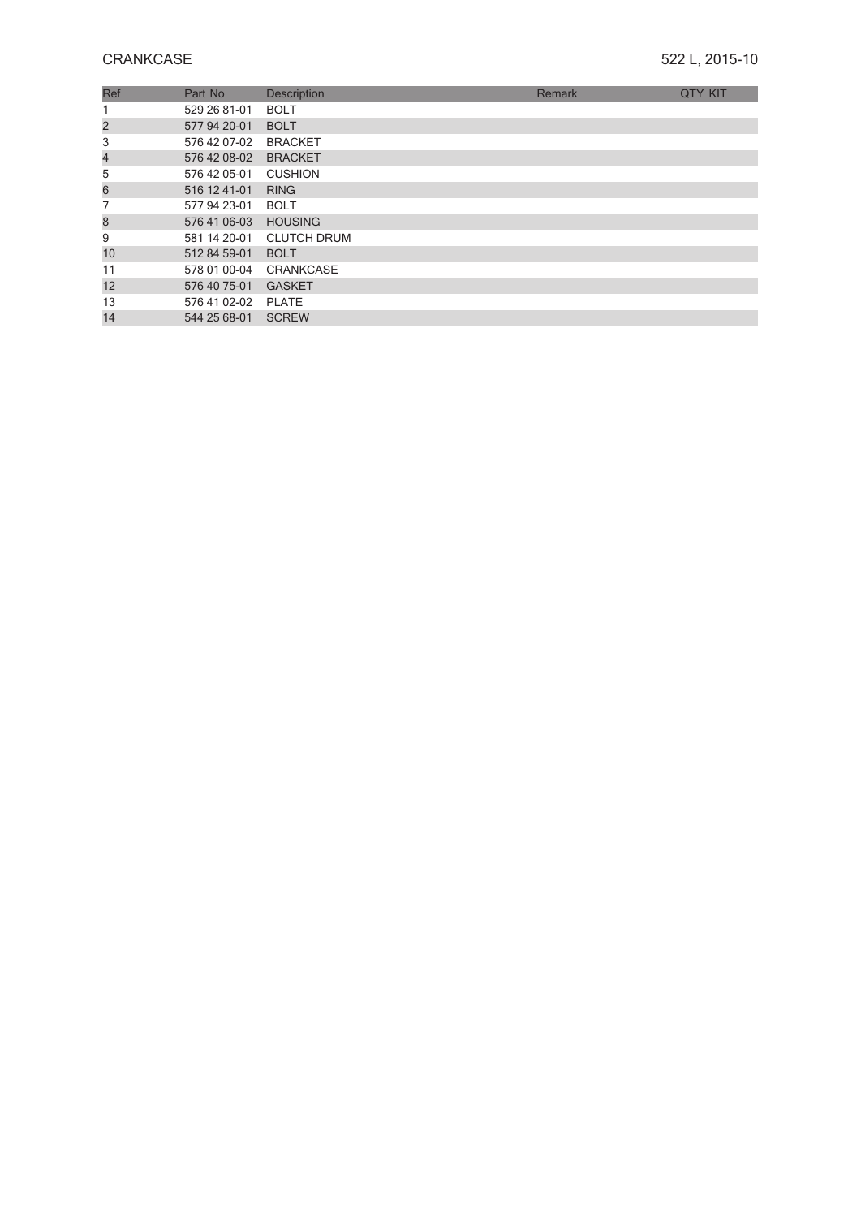# CRANKCASE

522 L, 2015-10

| Ref | Part No | Description | Remark | QTY KIT |
|---|---|---|---|---|
| 1 | 529 26 81-01 | BOLT | | |
| 2 | 577 94 20-01 | BOLT | | |
| 3 | 576 42 07-02 | BRACKET | | |
| 4 | 576 42 08-02 | BRACKET | | |
| 5 | 576 42 05-01 | CUSHION | | |
| 6 | 516 12 41-01 | RING | | |
| 7 | 577 94 23-01 | BOLT | | |
| 8 | 576 41 06-03 | HOUSING | | |
| 9 | 581 14 20-01 | CLUTCH DRUM | | |
| 10 | 512 84 59-01 | BOLT | | |
| 11 | 578 01 00-04 | CRANKCASE | | |
| 12 | 576 40 75-01 | GASKET | | |
| 13 | 576 41 02-02 | PLATE | | |
| 14 | 544 25 68-01 | SCREW | | |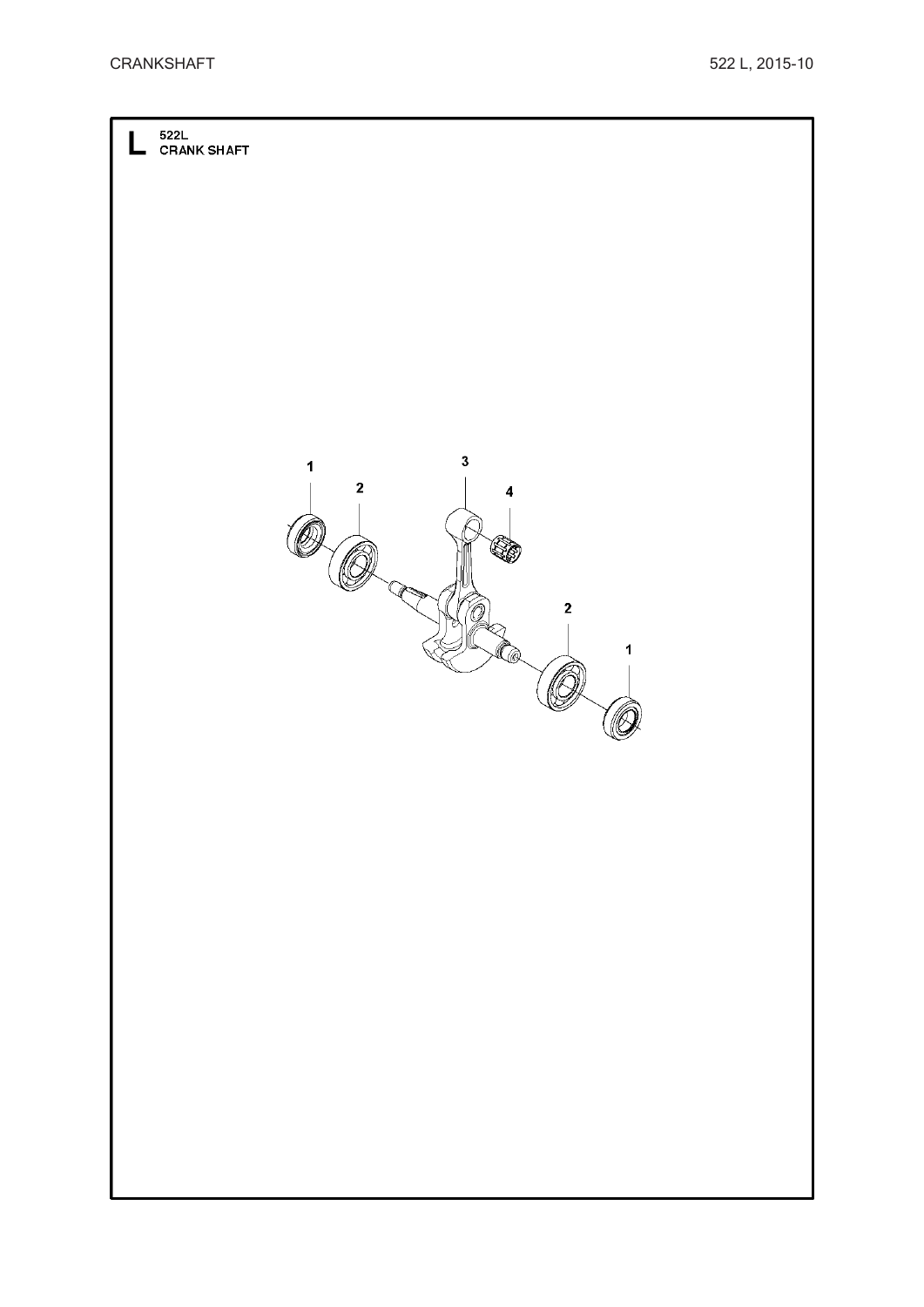# L 522L CRANK SHAFT

1

2

3

4

2

1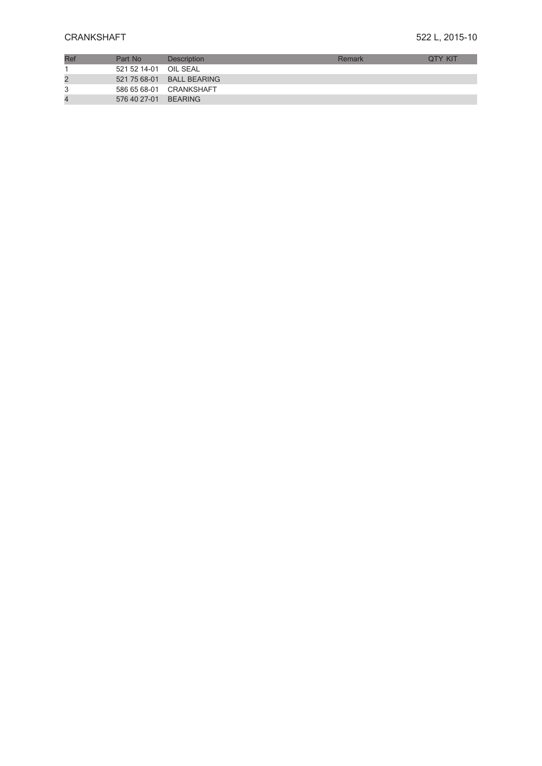# CRANKSHAFT

522 L, 2015-10

| Ref | Part No | Description | Remark | QTY KIT |
|---|---|---|---|---|
| 1 | 521 52 14-01 | OIL SEAL | | |
| 2 | 521 75 68-01 | BALL BEARING | | |
| 3 | 586 65 68-01 | CRANKSHAFT | | |
| 4 | 576 40 27-01 | BEARING | | |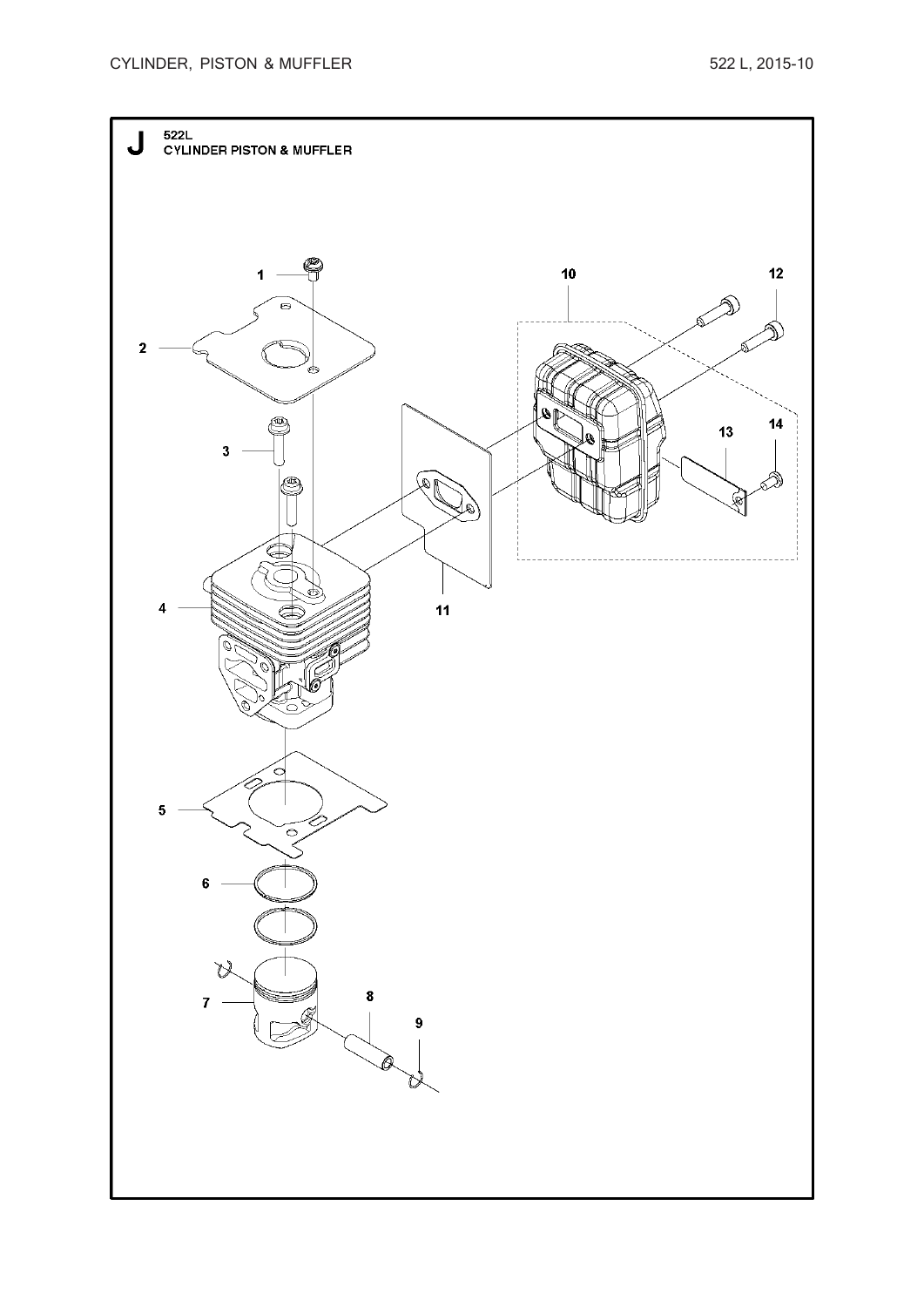# J 522L CYLINDER PISTON & MUFFLER

1

2

3

4

5

6

7

8

9

10

11

12

13

14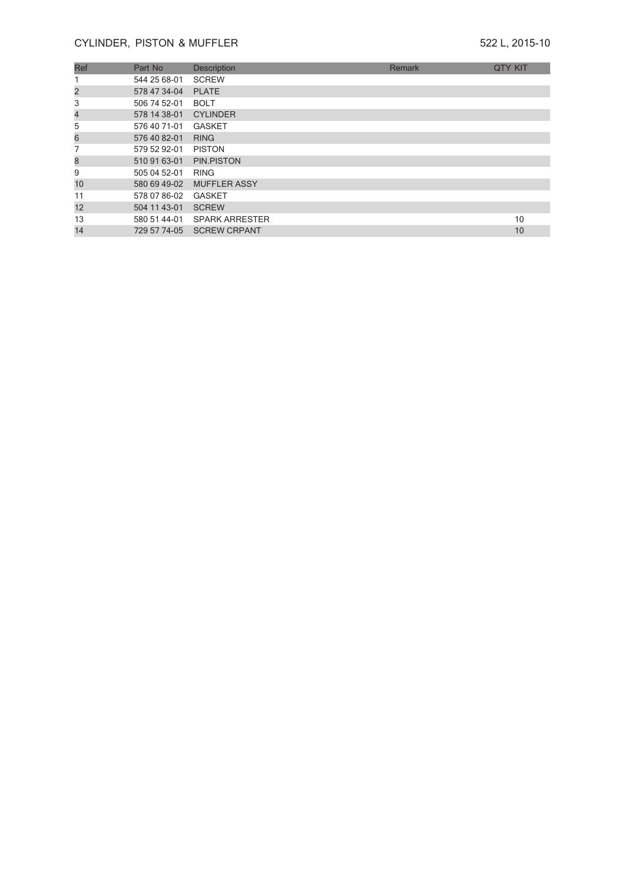# CYLINDER, PISTON & MUFFLER

522 L, 2015-10

| Ref | Part No | Description | Remark | QTY KIT |
|---|---|---|---|---|
| 1 | 544 25 68-01 | SCREW | | |
| 2 | 578 47 34-04 | PLATE | | |
| 3 | 506 74 52-01 | BOLT | | |
| 4 | 578 14 38-01 | CYLINDER | | |
| 5 | 576 40 71-01 | GASKET | | |
| 6 | 576 40 82-01 | RING | | |
| 7 | 579 52 92-01 | PISTON | | |
| 8 | 510 91 63-01 | PIN.PISTON | | |
| 9 | 505 04 52-01 | RING | | |
| 10 | 580 69 49-02 | MUFFLER ASSY | | |
| 11 | 578 07 86-02 | GASKET | | |
| 12 | 504 11 43-01 | SCREW | | |
| 13 | 580 51 44-01 | SPARK ARRESTER | | 10 |
| 14 | 729 57 74-05 | SCREW CRPANT | | 10 |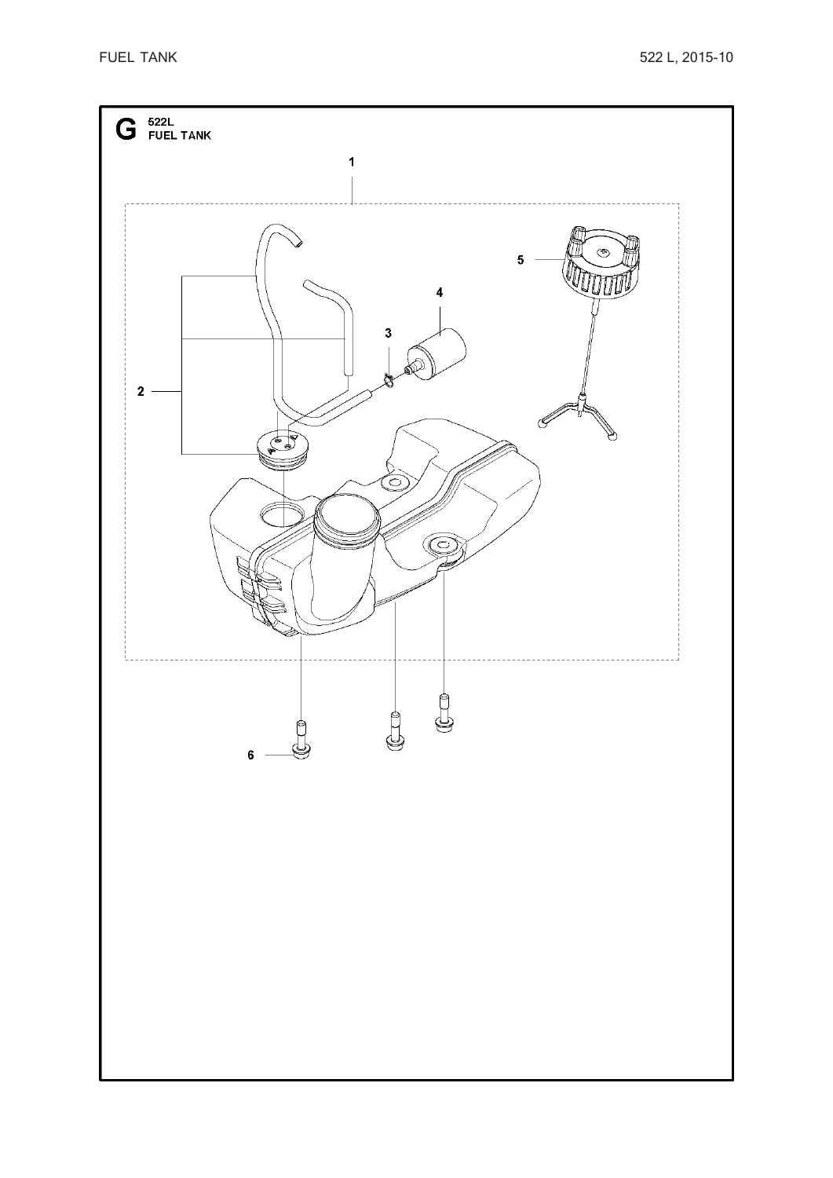# G 522L FUEL TANK

1

2

3

4

5

6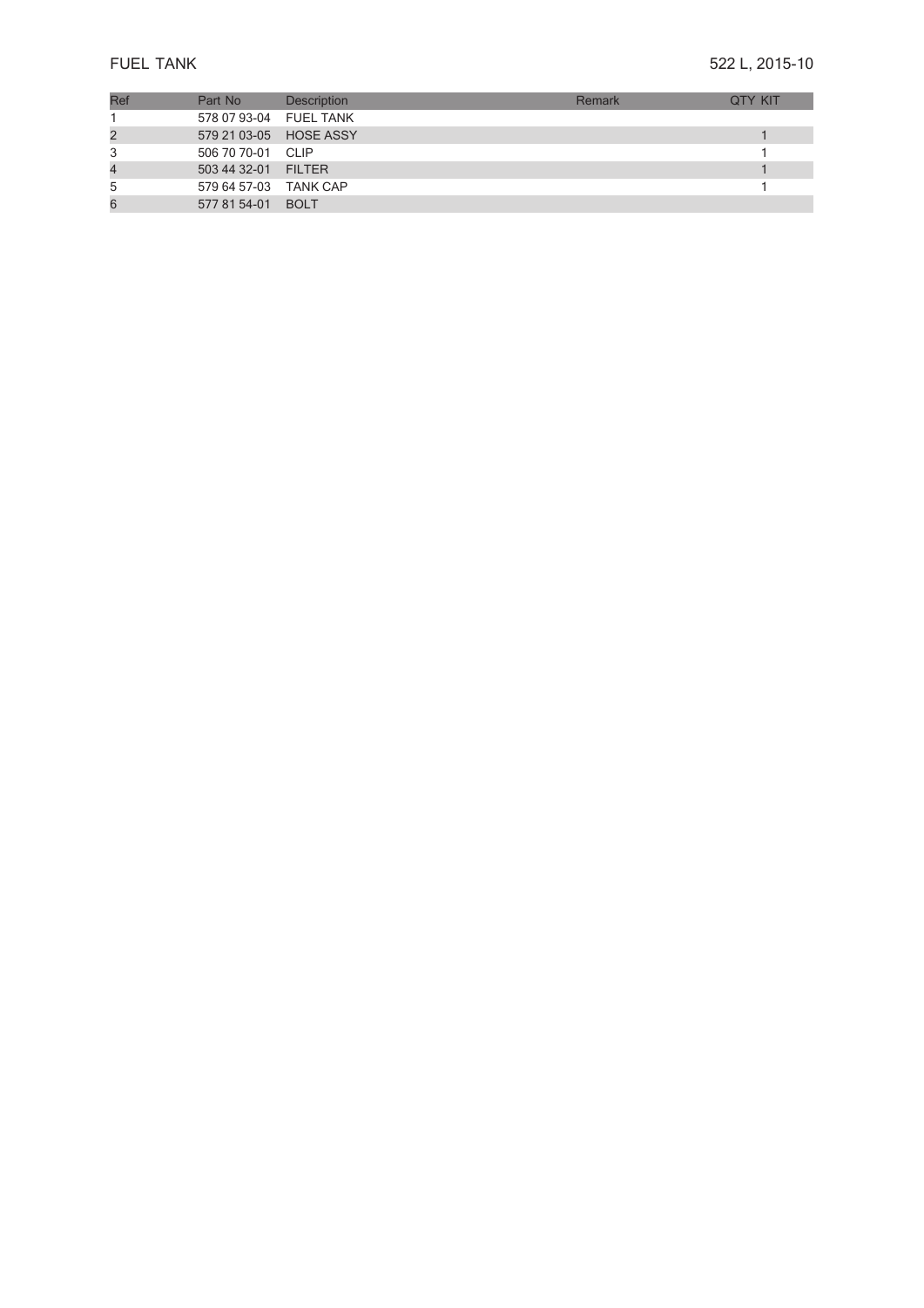# FUEL TANK

522 L, 2015-10

| Ref | Part No | Description | Remark | QTY KIT |
|---|---|---|---|---|
| 1 | 578 07 93-04 | FUEL TANK | | |
| 2 | 579 21 03-05 | HOSE ASSY | | 1 |
| 3 | 506 70 70-01 | CLIP | | 1 |
| 4 | 503 44 32-01 | FILTER | | 1 |
| 5 | 579 64 57-03 | TANK CAP | | 1 |
| 6 | 577 81 54-01 | BOLT | | |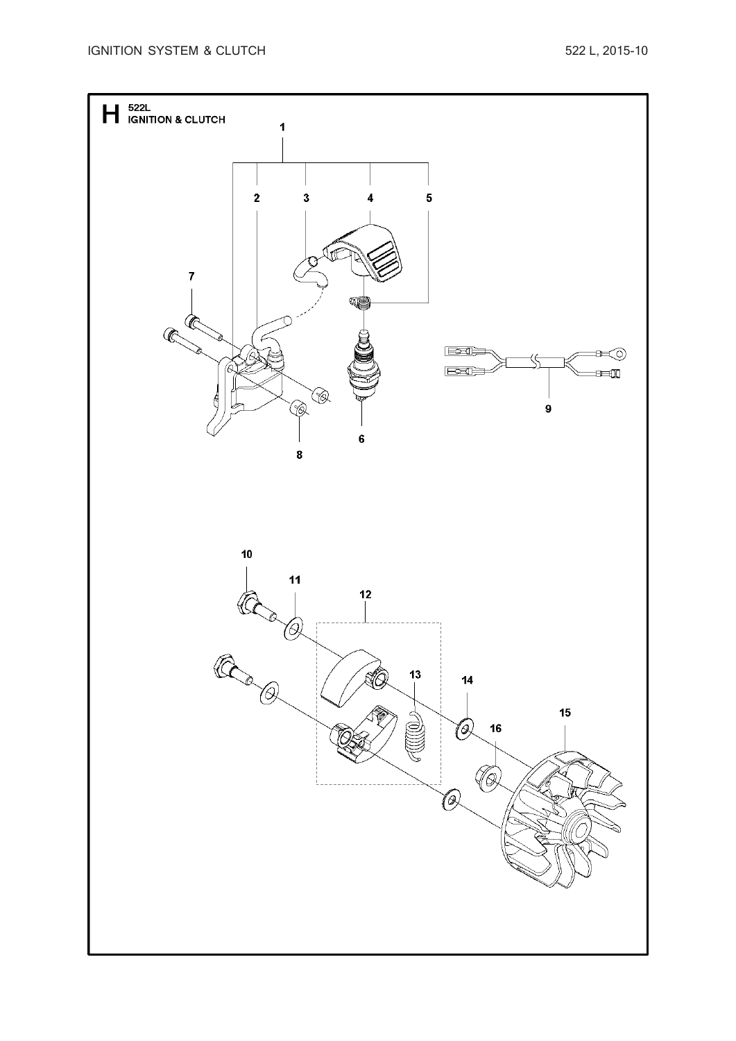# H 522L IGNITION & CLUTCH

1

2 3 4 5

7

9

6

8

10

11

12

13

14

15

16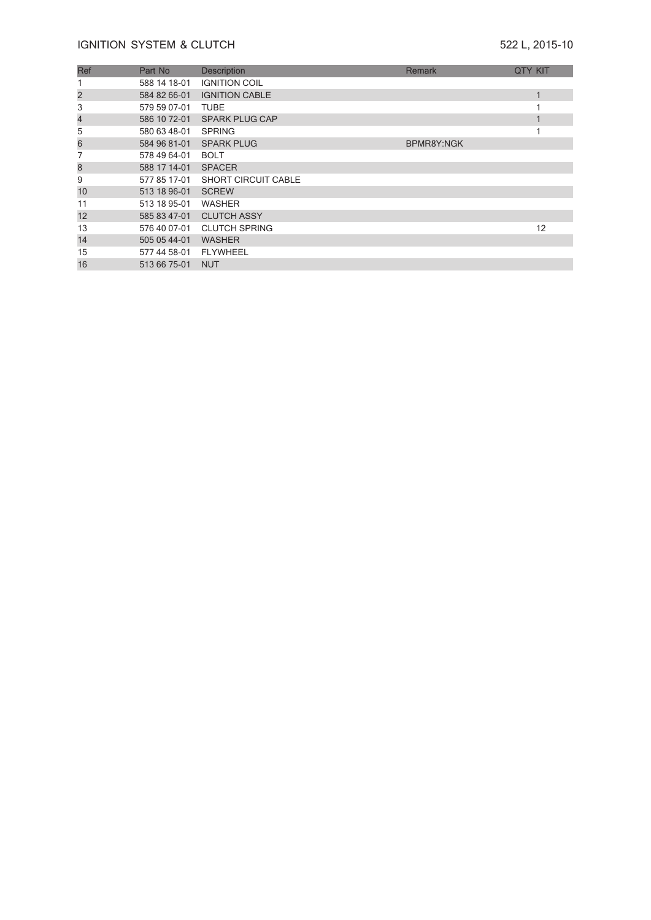# IGNITION SYSTEM & CLUTCH

522 L, 2015-10

| Ref | Part No | Description | Remark | QTY KIT |
|---|---|---|---|---|
| 1 | 588 14 18-01 | IGNITION COIL | | |
| 2 | 584 82 66-01 | IGNITION CABLE | | 1 |
| 3 | 579 59 07-01 | TUBE | | 1 |
| 4 | 586 10 72-01 | SPARK PLUG CAP | | 1 |
| 5 | 580 63 48-01 | SPRING | | 1 |
| 6 | 584 96 81-01 | SPARK PLUG | BPMR8Y:NGK | |
| 7 | 578 49 64-01 | BOLT | | |
| 8 | 588 17 14-01 | SPACER | | |
| 9 | 577 85 17-01 | SHORT CIRCUIT CABLE | | |
| 10 | 513 18 96-01 | SCREW | | |
| 11 | 513 18 95-01 | WASHER | | |
| 12 | 585 83 47-01 | CLUTCH ASSY | | |
| 13 | 576 40 07-01 | CLUTCH SPRING | | 12 |
| 14 | 505 05 44-01 | WASHER | | |
| 15 | 577 44 58-01 | FLYWHEEL | | |
| 16 | 513 66 75-01 | NUT | | |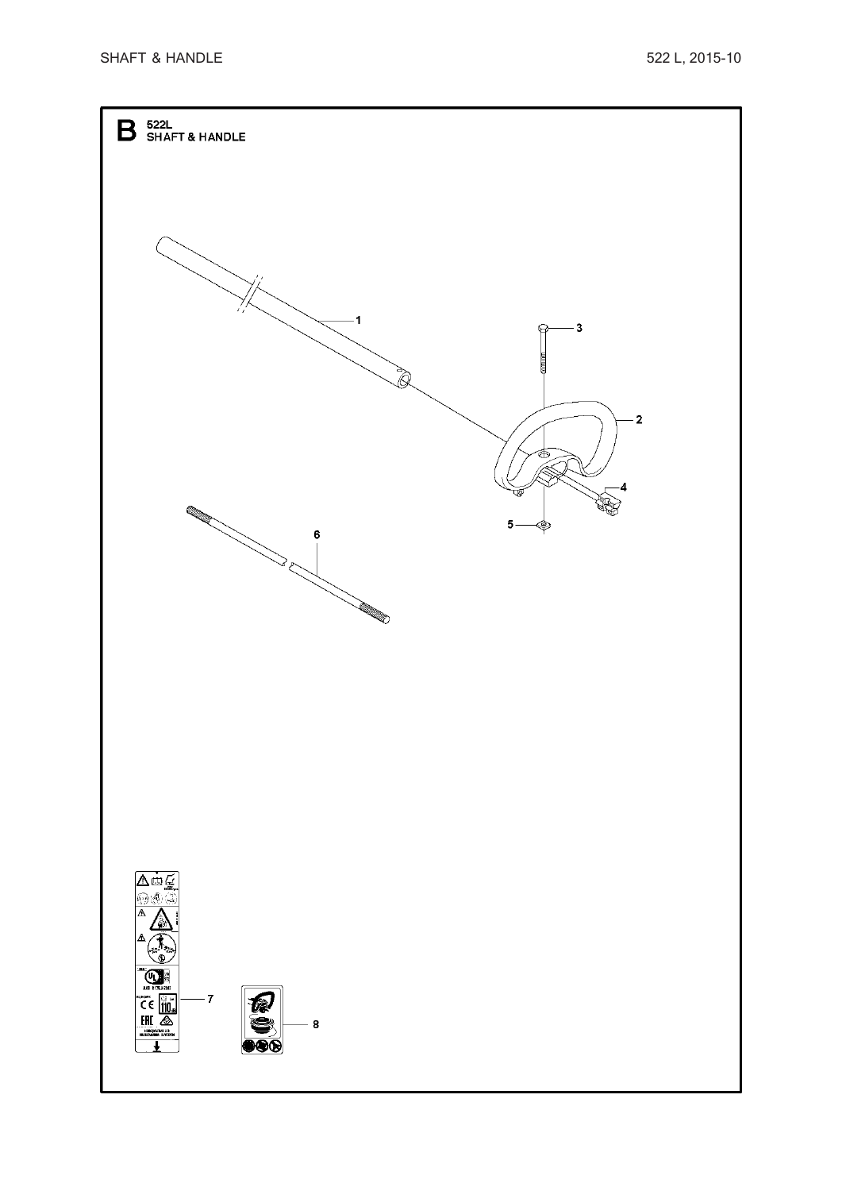# B 522L SHAFT & HANDLE

1

2

3

4

5

6

7

8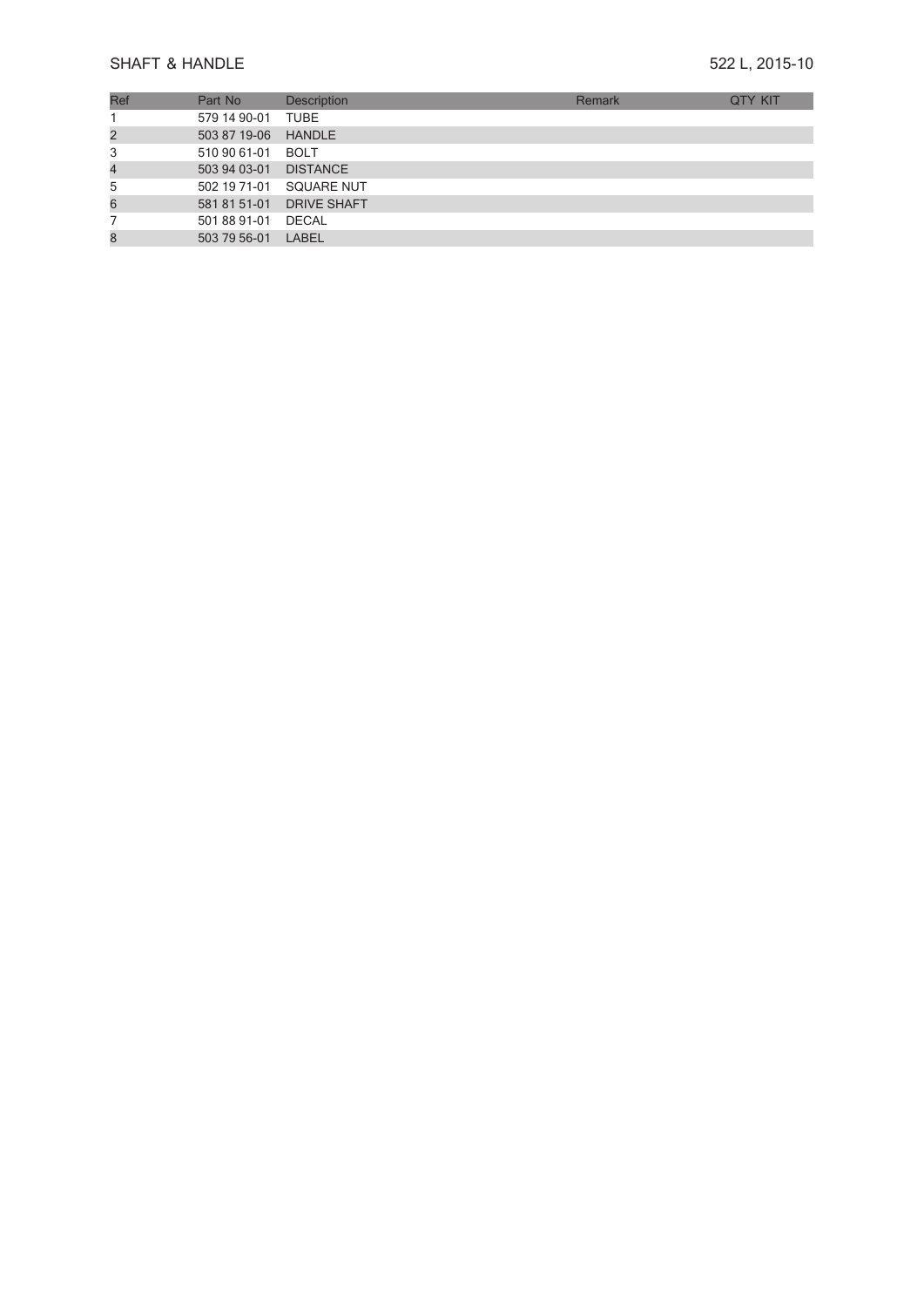SHAFT & HANDLE

522 L, 2015-10

| Ref | Part No | Description | Remark | QTY KIT |
|---|---|---|---|---|
| 1 | 579 14 90-01 | TUBE | | |
| 2 | 503 87 19-06 | HANDLE | | |
| 3 | 510 90 61-01 | BOLT | | |
| 4 | 503 94 03-01 | DISTANCE | | |
| 5 | 502 19 71-01 | SQUARE NUT | | |
| 6 | 581 81 51-01 | DRIVE SHAFT | | |
| 7 | 501 88 91-01 | DECAL | | |
| 8 | 503 79 56-01 | LABEL | | |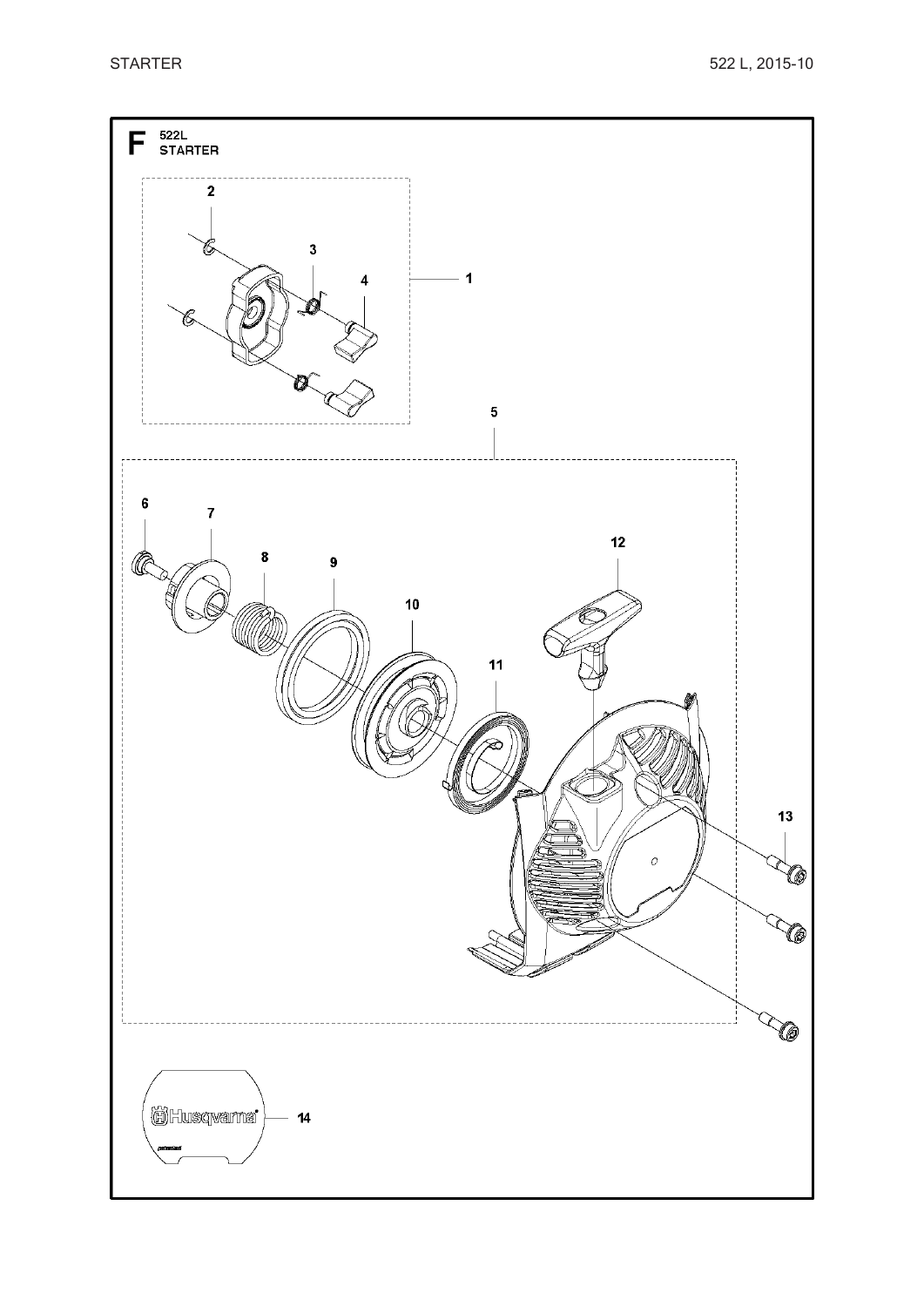# F 522L STARTER

1

2

3

4

5

6

7

8

9

10

11

12

13

14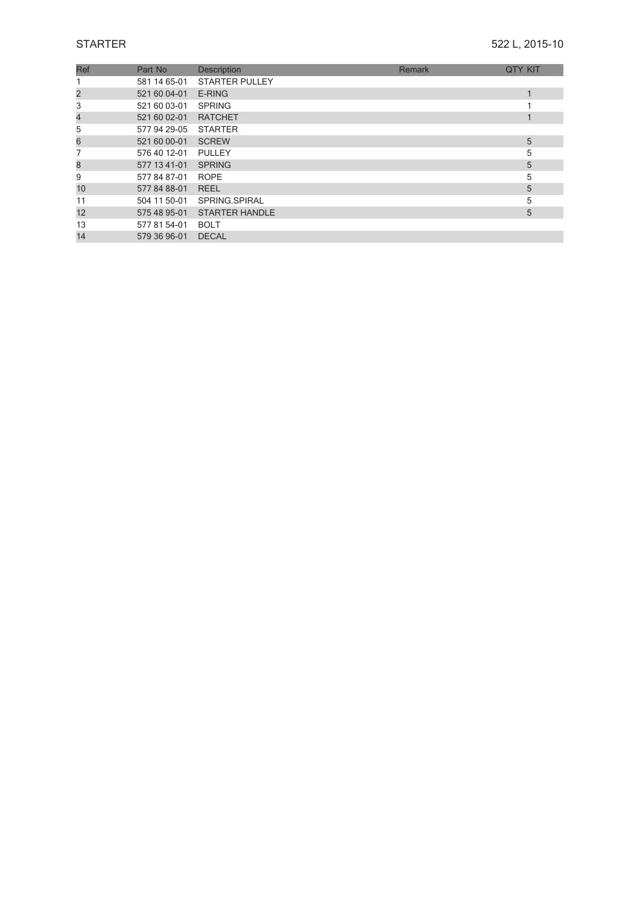# STARTER

522 L, 2015-10

| Ref | Part No | Description | Remark | QTY KIT |
|---|---|---|---|---|
| 1 | 581 14 65-01 | STARTER PULLEY | | |
| 2 | 521 60 04-01 | E-RING | | 1 |
| 3 | 521 60 03-01 | SPRING | | 1 |
| 4 | 521 60 02-01 | RATCHET | | 1 |
| 5 | 577 94 29-05 | STARTER | | |
| 6 | 521 60 00-01 | SCREW | | 5 |
| 7 | 576 40 12-01 | PULLEY | | 5 |
| 8 | 577 13 41-01 | SPRING | | 5 |
| 9 | 577 84 87-01 | ROPE | | 5 |
| 10 | 577 84 88-01 | REEL | | 5 |
| 11 | 504 11 50-01 | SPRING.SPIRAL | | 5 |
| 12 | 575 48 95-01 | STARTER HANDLE | | 5 |
| 13 | 577 81 54-01 | BOLT | | |
| 14 | 579 36 96-01 | DECAL | | |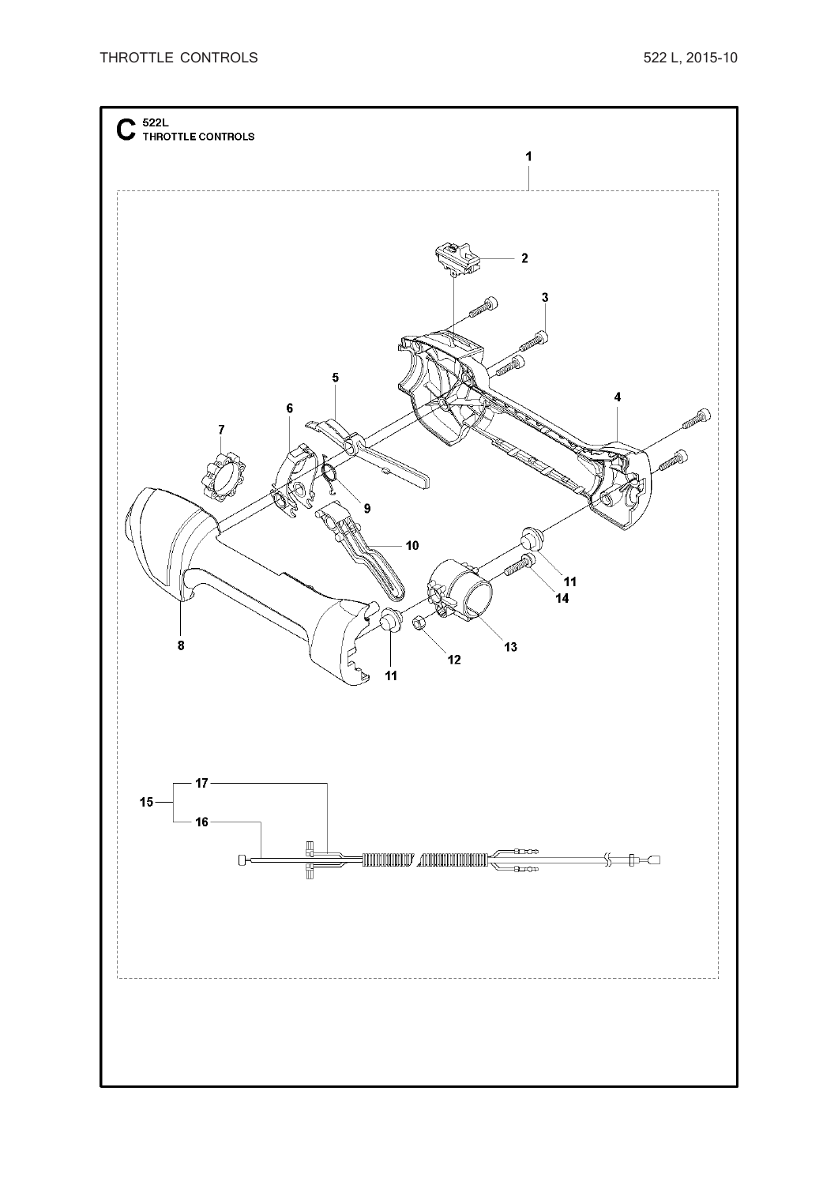# C 522L THROTTLE CONTROLS

1

2

3

4

5

6

7

8

9

10

11

12

13

14

11

15

16

17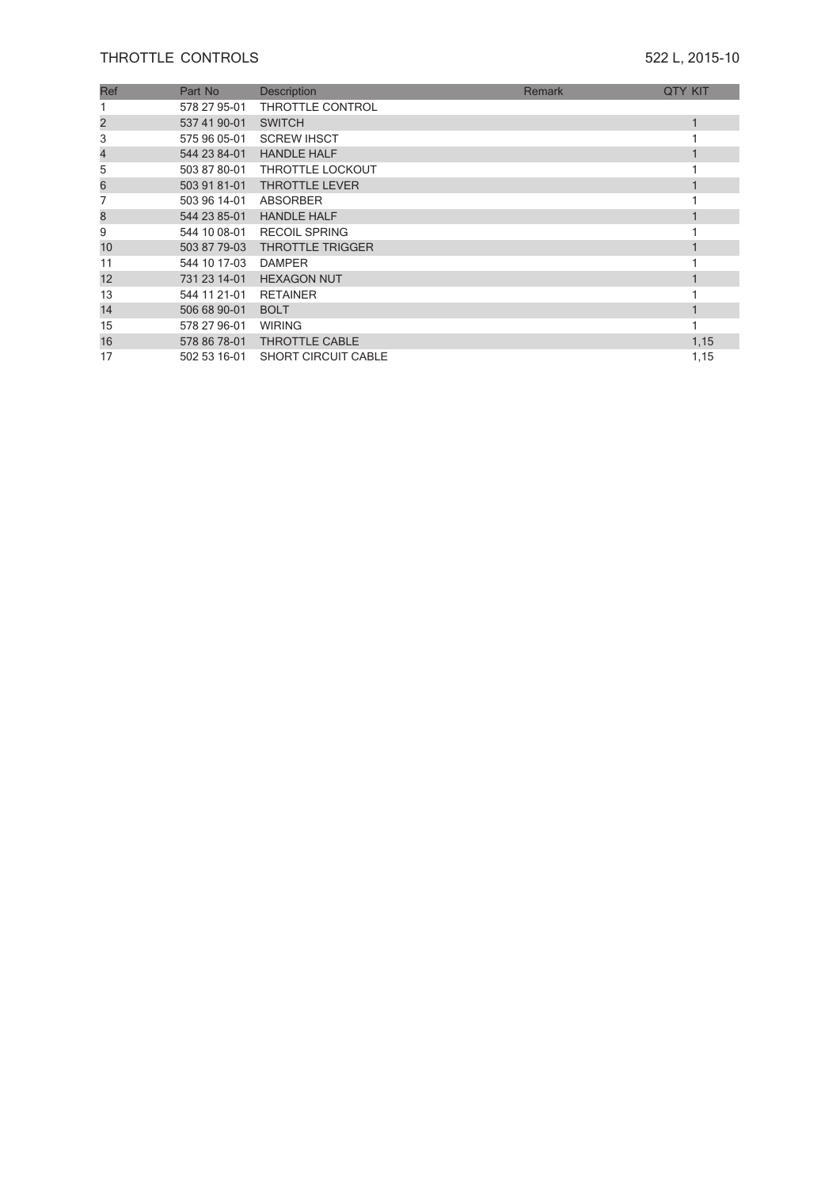## THROTTLE CONTROLS

522 L, 2015-10

| Ref | Part No | Description | Remark | QTY KIT |
|---|---|---|---|---|
| 1 | 578 27 95-01 | THROTTLE CONTROL | | |
| 2 | 537 41 90-01 | SWITCH | | 1 |
| 3 | 575 96 05-01 | SCREW IHSCT | | 1 |
| 4 | 544 23 84-01 | HANDLE HALF | | 1 |
| 5 | 503 87 80-01 | THROTTLE LOCKOUT | | 1 |
| 6 | 503 91 81-01 | THROTTLE LEVER | | 1 |
| 7 | 503 96 14-01 | ABSORBER | | 1 |
| 8 | 544 23 85-01 | HANDLE HALF | | 1 |
| 9 | 544 10 08-01 | RECOIL SPRING | | 1 |
| 10 | 503 87 79-03 | THROTTLE TRIGGER | | 1 |
| 11 | 544 10 17-03 | DAMPER | | 1 |
| 12 | 731 23 14-01 | HEXAGON NUT | | 1 |
| 13 | 544 11 21-01 | RETAINER | | 1 |
| 14 | 506 68 90-01 | BOLT | | 1 |
| 15 | 578 27 96-01 | WIRING | | 1 |
| 16 | 578 86 78-01 | THROTTLE CABLE | | 1,15 |
| 17 | 502 53 16-01 | SHORT CIRCUIT CABLE | | 1,15 |